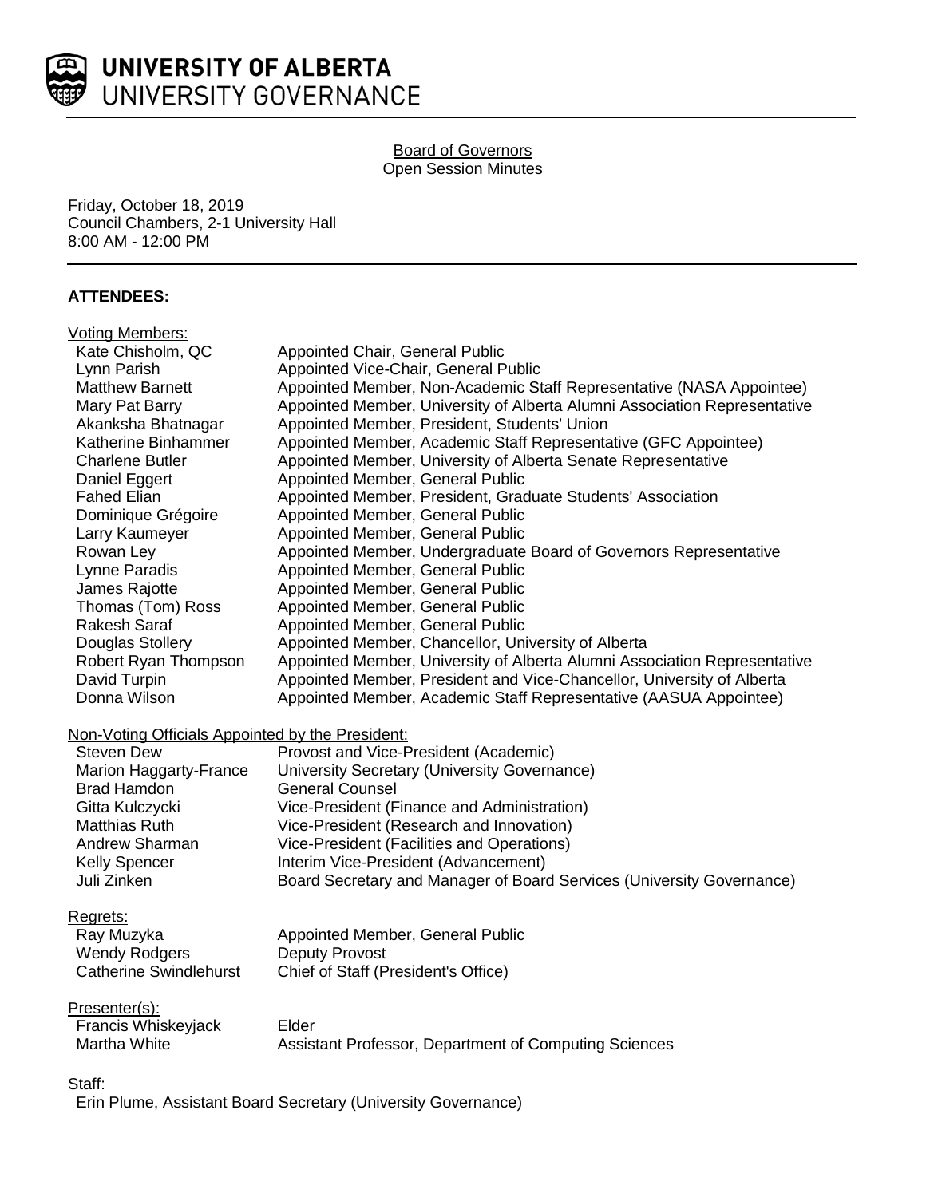# UNIVERSITY OF ALBERTA
# UNIVERSITY GOVERNANCE

Board of Governors
Open Session Minutes

Friday, October 18, 2019
Council Chambers, 2-1 University Hall
8:00 AM - 12:00 PM

**ATTENDEES:**

Voting Members:

| | |
|---|---|
| Kate Chisholm, QC | Appointed Chair, General Public |
| Lynn Parish | Appointed Vice-Chair, General Public |
| Matthew Barnett | Appointed Member, Non-Academic Staff Representative (NASA Appointee) |
| Mary Pat Barry | Appointed Member, University of Alberta Alumni Association Representative |
| Akanksha Bhatnagar | Appointed Member, President, Students' Union |
| Katherine Binhammer | Appointed Member, Academic Staff Representative (GFC Appointee) |
| Charlene Butler | Appointed Member, University of Alberta Senate Representative |
| Daniel Eggert | Appointed Member, General Public |
| Fahed Elian | Appointed Member, President, Graduate Students' Association |
| Dominique Grégoire | Appointed Member, General Public |
| Larry Kaumeyer | Appointed Member, General Public |
| Rowan Ley | Appointed Member, Undergraduate Board of Governors Representative |
| Lynne Paradis | Appointed Member, General Public |
| James Rajotte | Appointed Member, General Public |
| Thomas (Tom) Ross | Appointed Member, General Public |
| Rakesh Saraf | Appointed Member, General Public |
| Douglas Stollery | Appointed Member, Chancellor, University of Alberta |
| Robert Ryan Thompson | Appointed Member, University of Alberta Alumni Association Representative |
| David Turpin | Appointed Member, President and Vice-Chancellor, University of Alberta |
| Donna Wilson | Appointed Member, Academic Staff Representative (AASUA Appointee) |

Non-Voting Officials Appointed by the President:

| | |
|---|---|
| Steven Dew | Provost and Vice-President (Academic) |
| Marion Haggarty-France | University Secretary (University Governance) |
| Brad Hamdon | General Counsel |
| Gitta Kulczycki | Vice-President (Finance and Administration) |
| Matthias Ruth | Vice-President (Research and Innovation) |
| Andrew Sharman | Vice-President (Facilities and Operations) |
| Kelly Spencer | Interim Vice-President (Advancement) |
| Juli Zinken | Board Secretary and Manager of Board Services (University Governance) |

Regrets:

| | |
|---|---|
| Ray Muzyka | Appointed Member, General Public |
| Wendy Rodgers | Deputy Provost |
| Catherine Swindlehurst | Chief of Staff (President's Office) |

Presenter(s):

| | |
|---|---|
| Francis Whiskeyjack | Elder |
| Martha White | Assistant Professor, Department of Computing Sciences |

Staff:

Erin Plume, Assistant Board Secretary (University Governance)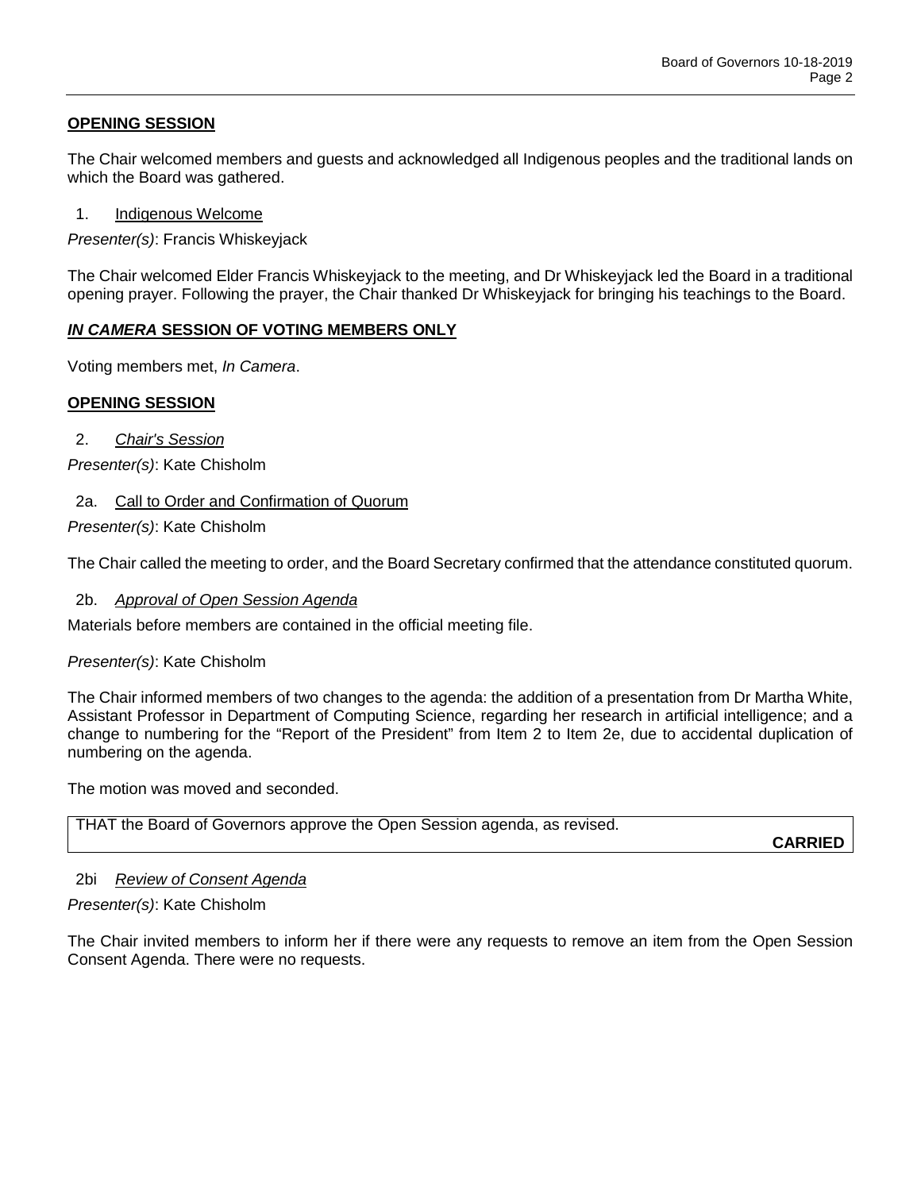**OPENING SESSION**

The Chair welcomed members and guests and acknowledged all Indigenous peoples and the traditional lands on which the Board was gathered.

1. Indigenous Welcome

*Presenter(s)*: Francis Whiskeyjack

The Chair welcomed Elder Francis Whiskeyjack to the meeting, and Dr Whiskeyjack led the Board in a traditional opening prayer. Following the prayer, the Chair thanked Dr Whiskeyjack for bringing his teachings to the Board.

***IN CAMERA* SESSION OF VOTING MEMBERS ONLY**

Voting members met, *In Camera*.

**OPENING SESSION**

2. *Chair's Session*

*Presenter(s)*: Kate Chisholm

2a. Call to Order and Confirmation of Quorum

*Presenter(s)*: Kate Chisholm

The Chair called the meeting to order, and the Board Secretary confirmed that the attendance constituted quorum.

2b. *Approval of Open Session Agenda*

Materials before members are contained in the official meeting file.

*Presenter(s)*: Kate Chisholm

The Chair informed members of two changes to the agenda: the addition of a presentation from Dr Martha White, Assistant Professor in Department of Computing Science, regarding her research in artificial intelligence; and a change to numbering for the "Report of the President" from Item 2 to Item 2e, due to accidental duplication of numbering on the agenda.

The motion was moved and seconded.

| THAT the Board of Governors approve the Open Session agenda, as revised. **CARRIED** |
|---|

2bi *Review of Consent Agenda*

*Presenter(s)*: Kate Chisholm

The Chair invited members to inform her if there were any requests to remove an item from the Open Session Consent Agenda. There were no requests.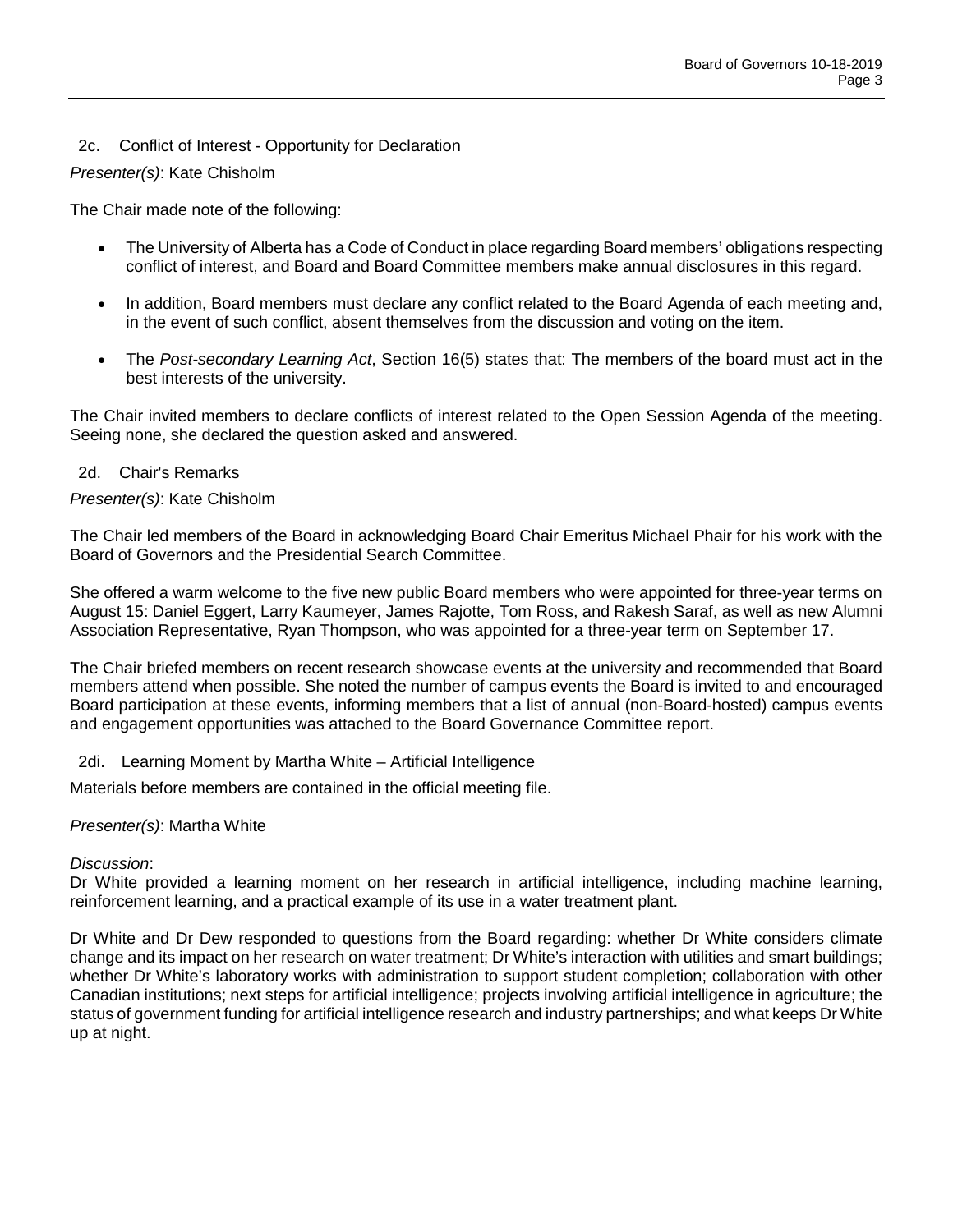### 2c. Conflict of Interest - Opportunity for Declaration

*Presenter(s)*: Kate Chisholm

The Chair made note of the following:

- The University of Alberta has a Code of Conduct in place regarding Board members' obligations respecting conflict of interest, and Board and Board Committee members make annual disclosures in this regard.
- In addition, Board members must declare any conflict related to the Board Agenda of each meeting and, in the event of such conflict, absent themselves from the discussion and voting on the item.
- The *Post-secondary Learning Act*, Section 16(5) states that: The members of the board must act in the best interests of the university.

The Chair invited members to declare conflicts of interest related to the Open Session Agenda of the meeting. Seeing none, she declared the question asked and answered.

### 2d. Chair's Remarks

*Presenter(s)*: Kate Chisholm

The Chair led members of the Board in acknowledging Board Chair Emeritus Michael Phair for his work with the Board of Governors and the Presidential Search Committee.

She offered a warm welcome to the five new public Board members who were appointed for three-year terms on August 15: Daniel Eggert, Larry Kaumeyer, James Rajotte, Tom Ross, and Rakesh Saraf, as well as new Alumni Association Representative, Ryan Thompson, who was appointed for a three-year term on September 17.

The Chair briefed members on recent research showcase events at the university and recommended that Board members attend when possible. She noted the number of campus events the Board is invited to and encouraged Board participation at these events, informing members that a list of annual (non-Board-hosted) campus events and engagement opportunities was attached to the Board Governance Committee report.

### 2di. Learning Moment by Martha White – Artificial Intelligence

Materials before members are contained in the official meeting file.

*Presenter(s)*: Martha White

*Discussion*:
Dr White provided a learning moment on her research in artificial intelligence, including machine learning, reinforcement learning, and a practical example of its use in a water treatment plant.

Dr White and Dr Dew responded to questions from the Board regarding: whether Dr White considers climate change and its impact on her research on water treatment; Dr White's interaction with utilities and smart buildings; whether Dr White's laboratory works with administration to support student completion; collaboration with other Canadian institutions; next steps for artificial intelligence; projects involving artificial intelligence in agriculture; the status of government funding for artificial intelligence research and industry partnerships; and what keeps Dr White up at night.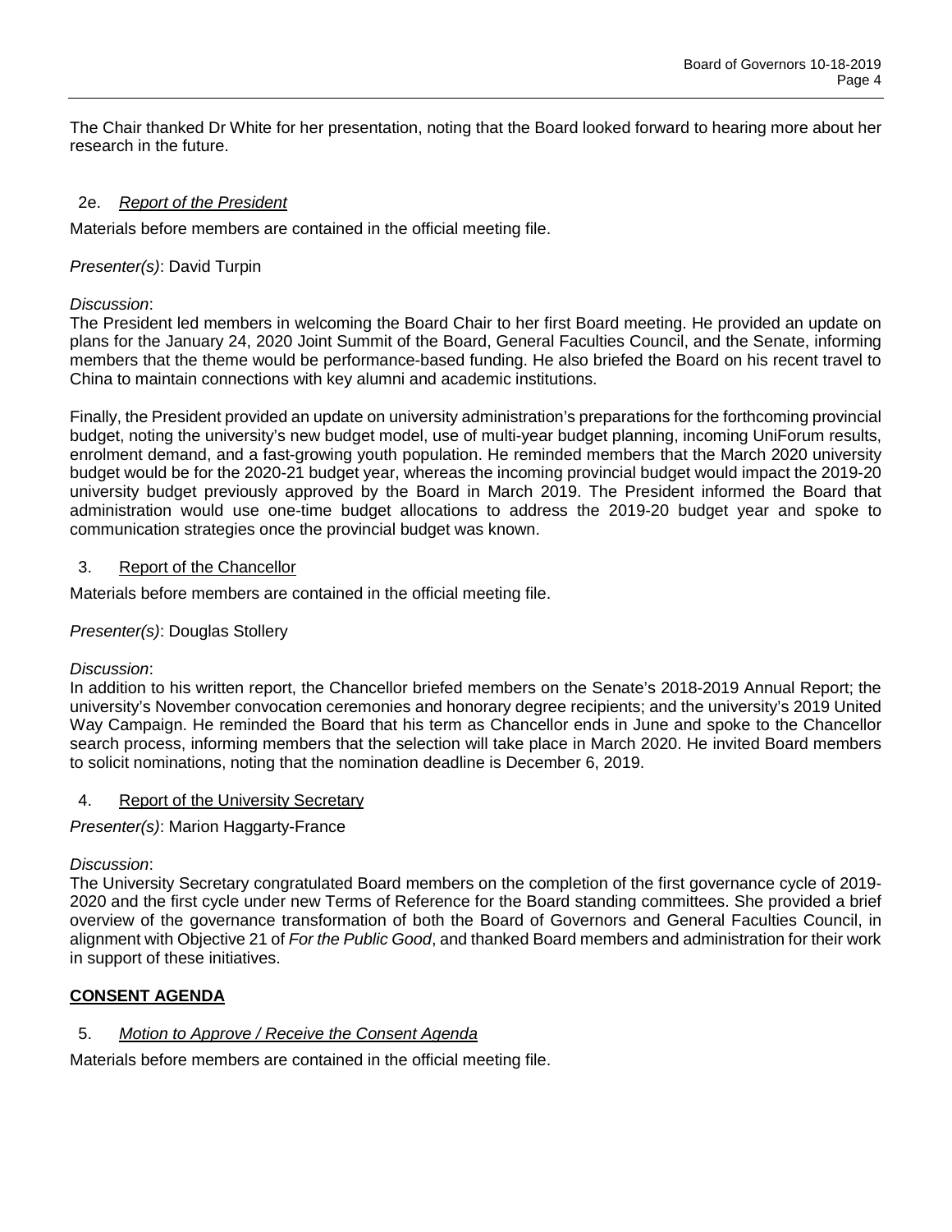The Chair thanked Dr White for her presentation, noting that the Board looked forward to hearing more about her research in the future.

### 2e. *Report of the President*

Materials before members are contained in the official meeting file.

*Presenter(s)*: David Turpin

*Discussion*:
The President led members in welcoming the Board Chair to her first Board meeting. He provided an update on plans for the January 24, 2020 Joint Summit of the Board, General Faculties Council, and the Senate, informing members that the theme would be performance-based funding. He also briefed the Board on his recent travel to China to maintain connections with key alumni and academic institutions.

Finally, the President provided an update on university administration's preparations for the forthcoming provincial budget, noting the university's new budget model, use of multi-year budget planning, incoming UniForum results, enrolment demand, and a fast-growing youth population. He reminded members that the March 2020 university budget would be for the 2020-21 budget year, whereas the incoming provincial budget would impact the 2019-20 university budget previously approved by the Board in March 2019. The President informed the Board that administration would use one-time budget allocations to address the 2019-20 budget year and spoke to communication strategies once the provincial budget was known.

### 3. Report of the Chancellor

Materials before members are contained in the official meeting file.

*Presenter(s)*: Douglas Stollery

*Discussion*:
In addition to his written report, the Chancellor briefed members on the Senate's 2018-2019 Annual Report; the university's November convocation ceremonies and honorary degree recipients; and the university's 2019 United Way Campaign. He reminded the Board that his term as Chancellor ends in June and spoke to the Chancellor search process, informing members that the selection will take place in March 2020. He invited Board members to solicit nominations, noting that the nomination deadline is December 6, 2019.

### 4. Report of the University Secretary

*Presenter(s)*: Marion Haggarty-France

*Discussion*:
The University Secretary congratulated Board members on the completion of the first governance cycle of 2019-2020 and the first cycle under new Terms of Reference for the Board standing committees. She provided a brief overview of the governance transformation of both the Board of Governors and General Faculties Council, in alignment with Objective 21 of *For the Public Good*, and thanked Board members and administration for their work in support of these initiatives.

## CONSENT AGENDA

### 5. *Motion to Approve / Receive the Consent Agenda*

Materials before members are contained in the official meeting file.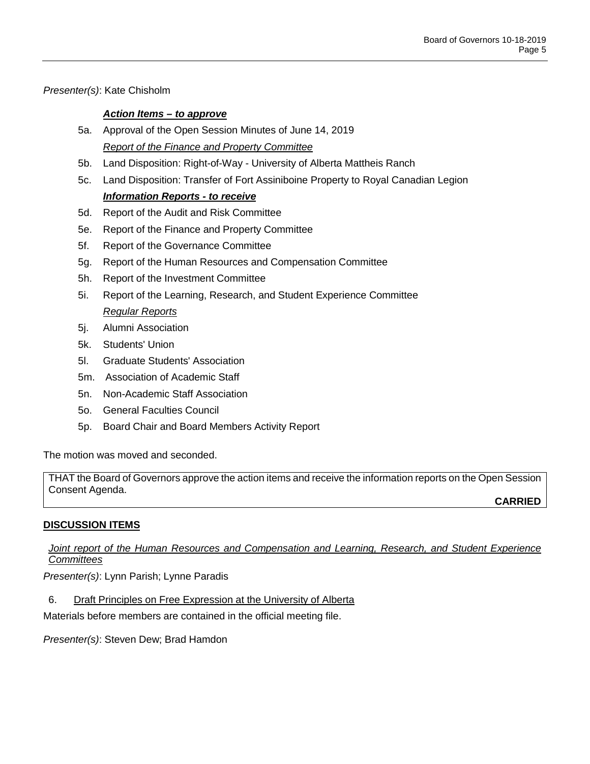*Presenter(s)*: Kate Chisholm

***Action Items – to approve***

5a. Approval of the Open Session Minutes of June 14, 2019

*Report of the Finance and Property Committee*

5b. Land Disposition: Right-of-Way - University of Alberta Mattheis Ranch

5c. Land Disposition: Transfer of Fort Assiniboine Property to Royal Canadian Legion

***Information Reports - to receive***

5d. Report of the Audit and Risk Committee

5e. Report of the Finance and Property Committee

5f. Report of the Governance Committee

5g. Report of the Human Resources and Compensation Committee

5h. Report of the Investment Committee

5i. Report of the Learning, Research, and Student Experience Committee

*Regular Reports*

5j. Alumni Association

5k. Students' Union

5l. Graduate Students' Association

5m. Association of Academic Staff

5n. Non-Academic Staff Association

5o. General Faculties Council

5p. Board Chair and Board Members Activity Report

The motion was moved and seconded.

> THAT the Board of Governors approve the action items and receive the information reports on the Open Session Consent Agenda.
>
> **CARRIED**

**DISCUSSION ITEMS**

*Joint report of the Human Resources and Compensation and Learning, Research, and Student Experience Committees*

*Presenter(s)*: Lynn Parish; Lynne Paradis

6. Draft Principles on Free Expression at the University of Alberta

Materials before members are contained in the official meeting file.

*Presenter(s)*: Steven Dew; Brad Hamdon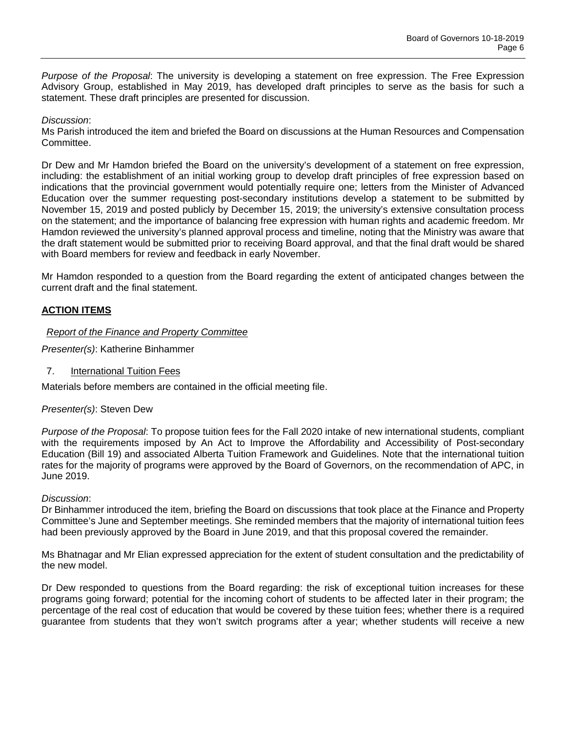*Purpose of the Proposal*: The university is developing a statement on free expression. The Free Expression Advisory Group, established in May 2019, has developed draft principles to serve as the basis for such a statement. These draft principles are presented for discussion.

*Discussion*:
Ms Parish introduced the item and briefed the Board on discussions at the Human Resources and Compensation Committee.

Dr Dew and Mr Hamdon briefed the Board on the university's development of a statement on free expression, including: the establishment of an initial working group to develop draft principles of free expression based on indications that the provincial government would potentially require one; letters from the Minister of Advanced Education over the summer requesting post-secondary institutions develop a statement to be submitted by November 15, 2019 and posted publicly by December 15, 2019; the university's extensive consultation process on the statement; and the importance of balancing free expression with human rights and academic freedom. Mr Hamdon reviewed the university's planned approval process and timeline, noting that the Ministry was aware that the draft statement would be submitted prior to receiving Board approval, and that the final draft would be shared with Board members for review and feedback in early November.

Mr Hamdon responded to a question from the Board regarding the extent of anticipated changes between the current draft and the final statement.

## **ACTION ITEMS**

*Report of the Finance and Property Committee*

*Presenter(s)*: Katherine Binhammer

7. International Tuition Fees

Materials before members are contained in the official meeting file.

*Presenter(s)*: Steven Dew

*Purpose of the Proposal*: To propose tuition fees for the Fall 2020 intake of new international students, compliant with the requirements imposed by An Act to Improve the Affordability and Accessibility of Post-secondary Education (Bill 19) and associated Alberta Tuition Framework and Guidelines. Note that the international tuition rates for the majority of programs were approved by the Board of Governors, on the recommendation of APC, in June 2019.

*Discussion*:
Dr Binhammer introduced the item, briefing the Board on discussions that took place at the Finance and Property Committee's June and September meetings. She reminded members that the majority of international tuition fees had been previously approved by the Board in June 2019, and that this proposal covered the remainder.

Ms Bhatnagar and Mr Elian expressed appreciation for the extent of student consultation and the predictability of the new model.

Dr Dew responded to questions from the Board regarding: the risk of exceptional tuition increases for these programs going forward; potential for the incoming cohort of students to be affected later in their program; the percentage of the real cost of education that would be covered by these tuition fees; whether there is a required guarantee from students that they won't switch programs after a year; whether students will receive a new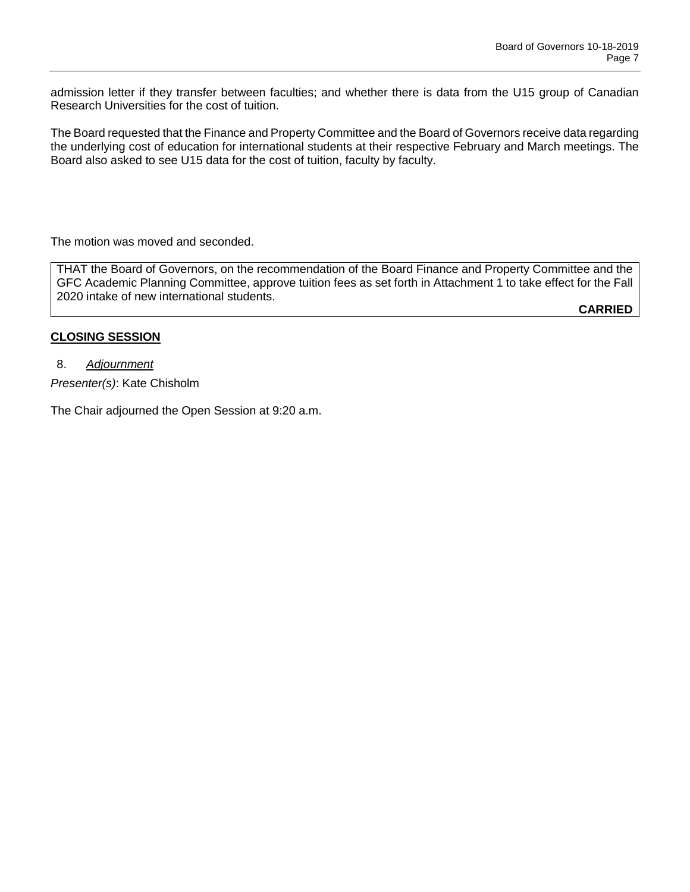admission letter if they transfer between faculties; and whether there is data from the U15 group of Canadian Research Universities for the cost of tuition.

The Board requested that the Finance and Property Committee and the Board of Governors receive data regarding the underlying cost of education for international students at their respective February and March meetings. The Board also asked to see U15 data for the cost of tuition, faculty by faculty.

The motion was moved and seconded.

| |
|---|
| THAT the Board of Governors, on the recommendation of the Board Finance and Property Committee and the GFC Academic Planning Committee, approve tuition fees as set forth in Attachment 1 to take effect for the Fall 2020 intake of new international students. **CARRIED** |

## CLOSING SESSION

8. *Adjournment*

*Presenter(s)*: Kate Chisholm

The Chair adjourned the Open Session at 9:20 a.m.